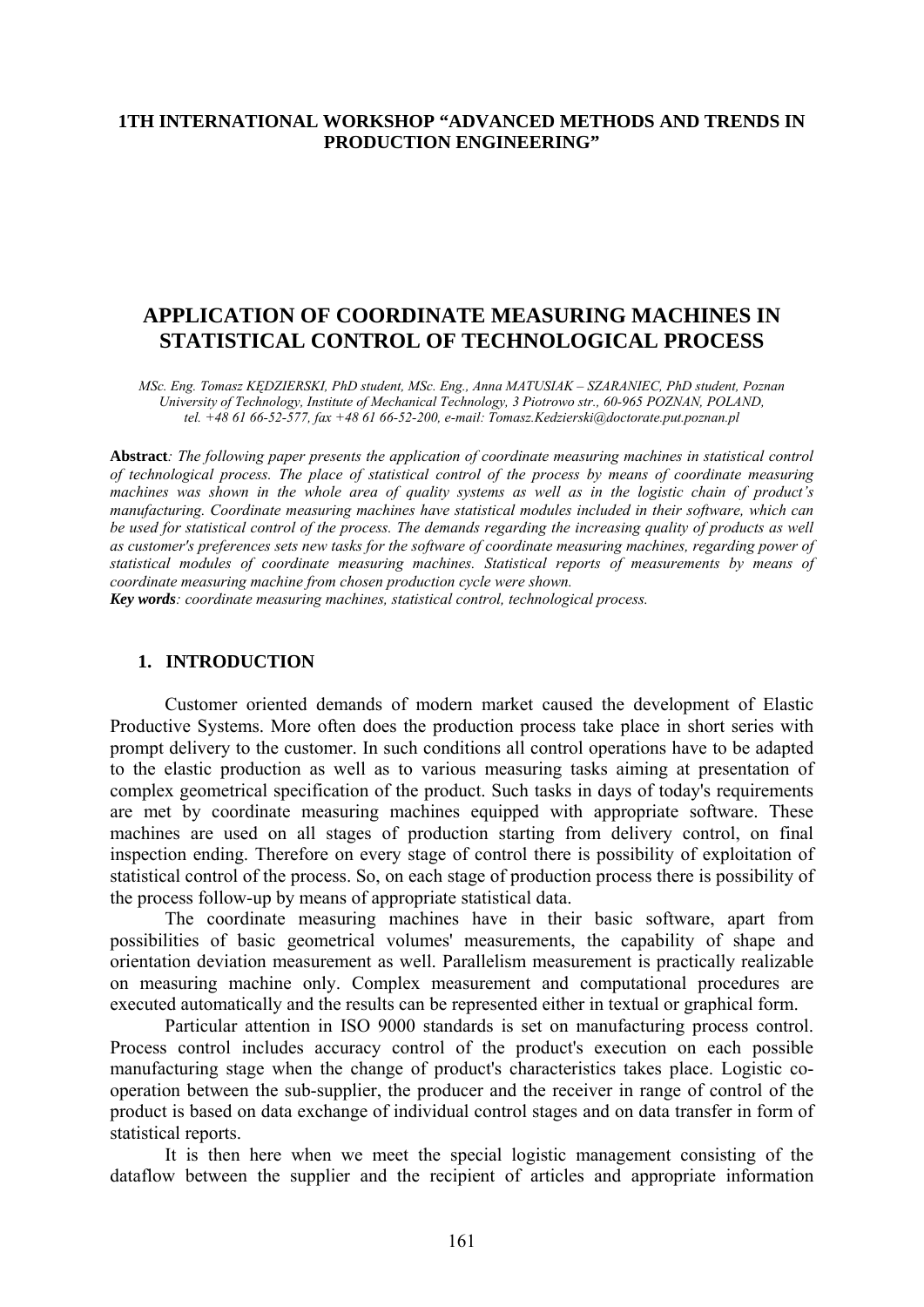**1TH INTERNATIONAL WORKSHOP "ADVANCED METHODS AND TRENDS IN PRODUCTION ENGINEERING"**

# APPLICATION OF COORDINATE MEASURING MACHINES IN STATISTICAL CONTROL OF TECHNOLOGICAL PROCESS

*MSc. Eng. Tomasz KĘDZIERSKI, PhD student, MSc. Eng., Anna MATUSIAK – SZARANIEC, PhD student, Poznan University of Technology, Institute of Mechanical Technology, 3 Piotrowo str., 60-965 POZNAN, POLAND, tel. +48 61 66-52-577, fax +48 61 66-52-200, e-mail: Tomasz.Kedzierski@doctorate.put.poznan.pl*

**Abstract**: *The following paper presents the application of coordinate measuring machines in statistical control of technological process. The place of statistical control of the process by means of coordinate measuring machines was shown in the whole area of quality systems as well as in the logistic chain of product's manufacturing. Coordinate measuring machines have statistical modules included in their software, which can be used for statistical control of the process. The demands regarding the increasing quality of products as well as customer's preferences sets new tasks for the software of coordinate measuring machines, regarding power of statistical modules of coordinate measuring machines. Statistical reports of measurements by means of coordinate measuring machine from chosen production cycle were shown.*

***Key words***: *coordinate measuring machines, statistical control, technological process.*

## 1. INTRODUCTION

Customer oriented demands of modern market caused the development of Elastic Productive Systems. More often does the production process take place in short series with prompt delivery to the customer. In such conditions all control operations have to be adapted to the elastic production as well as to various measuring tasks aiming at presentation of complex geometrical specification of the product. Such tasks in days of today's requirements are met by coordinate measuring machines equipped with appropriate software. These machines are used on all stages of production starting from delivery control, on final inspection ending. Therefore on every stage of control there is possibility of exploitation of statistical control of the process. So, on each stage of production process there is possibility of the process follow-up by means of appropriate statistical data.

The coordinate measuring machines have in their basic software, apart from possibilities of basic geometrical volumes' measurements, the capability of shape and orientation deviation measurement as well. Parallelism measurement is practically realizable on measuring machine only. Complex measurement and computational procedures are executed automatically and the results can be represented either in textual or graphical form.

Particular attention in ISO 9000 standards is set on manufacturing process control. Process control includes accuracy control of the product's execution on each possible manufacturing stage when the change of product's characteristics takes place. Logistic co-operation between the sub-supplier, the producer and the receiver in range of control of the product is based on data exchange of individual control stages and on data transfer in form of statistical reports.

It is then here when we meet the special logistic management consisting of the dataflow between the supplier and the recipient of articles and appropriate information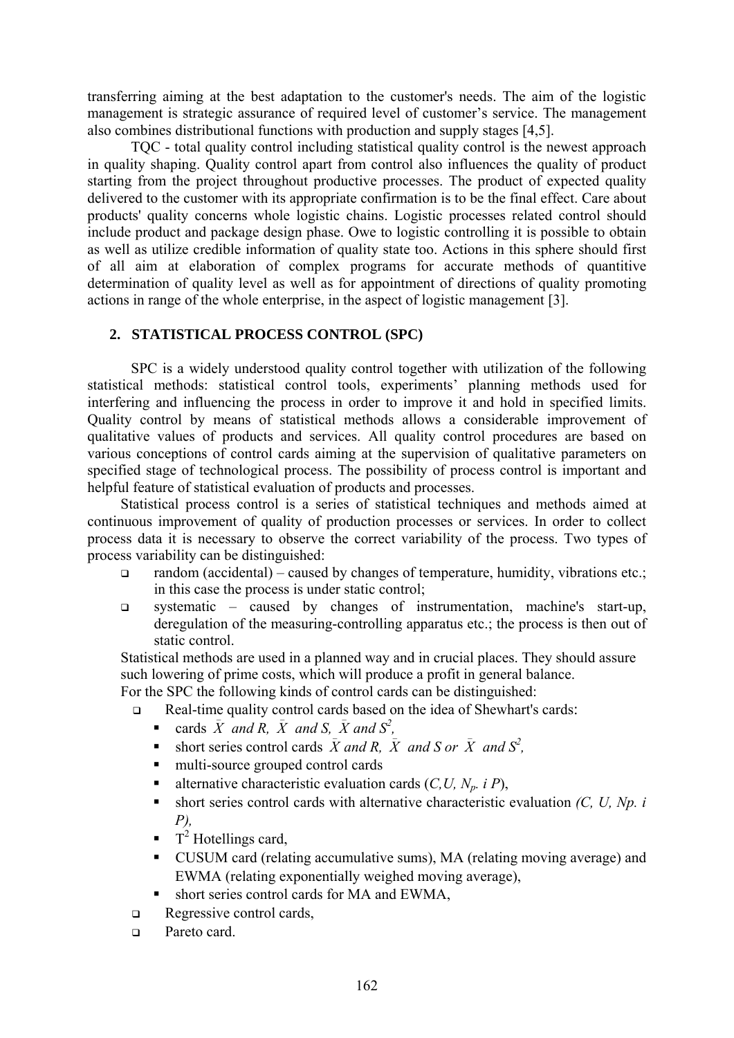transferring aiming at the best adaptation to the customer's needs. The aim of the logistic management is strategic assurance of required level of customer's service. The management also combines distributional functions with production and supply stages [4,5].

TQC - total quality control including statistical quality control is the newest approach in quality shaping. Quality control apart from control also influences the quality of product starting from the project throughout productive processes. The product of expected quality delivered to the customer with its appropriate confirmation is to be the final effect. Care about products' quality concerns whole logistic chains. Logistic processes related control should include product and package design phase. Owe to logistic controlling it is possible to obtain as well as utilize credible information of quality state too. Actions in this sphere should first of all aim at elaboration of complex programs for accurate methods of quantitive determination of quality level as well as for appointment of directions of quality promoting actions in range of the whole enterprise, in the aspect of logistic management [3].

## 2. STATISTICAL PROCESS CONTROL (SPC)

SPC is a widely understood quality control together with utilization of the following statistical methods: statistical control tools, experiments' planning methods used for interfering and influencing the process in order to improve it and hold in specified limits. Quality control by means of statistical methods allows a considerable improvement of qualitative values of products and services. All quality control procedures are based on various conceptions of control cards aiming at the supervision of qualitative parameters on specified stage of technological process. The possibility of process control is important and helpful feature of statistical evaluation of products and processes.

Statistical process control is a series of statistical techniques and methods aimed at continuous improvement of quality of production processes or services. In order to collect process data it is necessary to observe the correct variability of the process. Two types of process variability can be distinguished:

- random (accidental) – caused by changes of temperature, humidity, vibrations etc.; in this case the process is under static control;
- systematic – caused by changes of instrumentation, machine's start-up, deregulation of the measuring-controlling apparatus etc.; the process is then out of static control.

Statistical methods are used in a planned way and in crucial places. They should assure such lowering of prime costs, which will produce a profit in general balance.

For the SPC the following kinds of control cards can be distinguished:

- Real-time quality control cards based on the idea of Shewhart's cards:
  - cards $\bar{X}$ *and R*, $\bar{X}$ *and S*, $\bar{X}$ *and* $S^2$,
  - short series control cards $\bar{X}$ *and R*, $\bar{X}$ *and S or* $\bar{X}$ *and* $S^2$,
  - multi-source grouped control cards
  - alternative characteristic evaluation cards (*C,U,* $N_p$*. i P*),
  - short series control cards with alternative characteristic evaluation *(C, U, Np. i P),*
  - $T^2$ Hotellings card,
  - CUSUM card (relating accumulative sums), MA (relating moving average) and EWMA (relating exponentially weighed moving average),
  - short series control cards for MA and EWMA,
- Regressive control cards,
- Pareto card.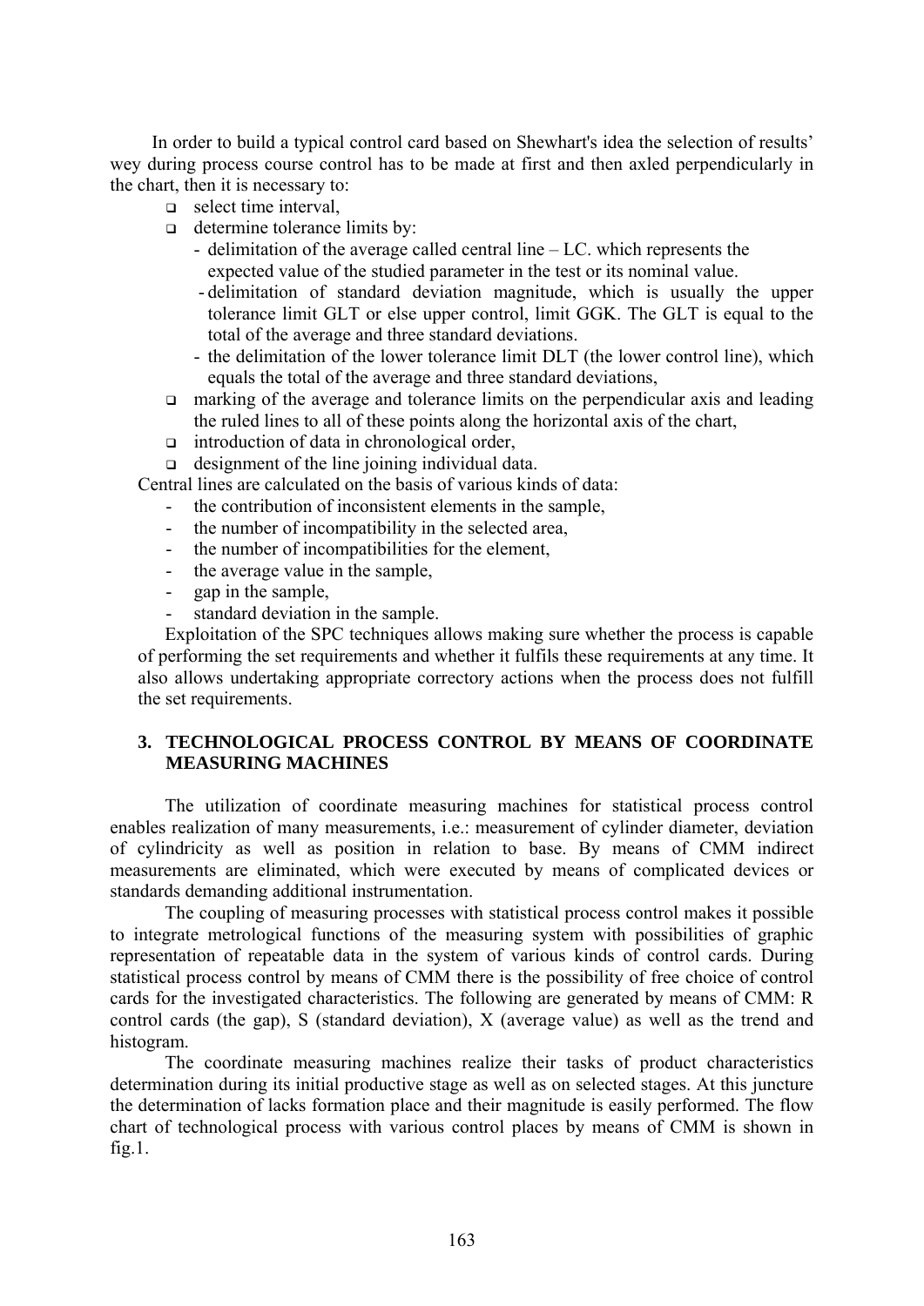In order to build a typical control card based on Shewhart's idea the selection of results' wey during process course control has to be made at first and then axled perpendicularly in the chart, then it is necessary to:

- select time interval,
- determine tolerance limits by:
  - delimitation of the average called central line – LC. which represents the expected value of the studied parameter in the test or its nominal value.
  - delimitation of standard deviation magnitude, which is usually the upper tolerance limit GLT or else upper control, limit GGK. The GLT is equal to the total of the average and three standard deviations.
  - the delimitation of the lower tolerance limit DLT (the lower control line), which equals the total of the average and three standard deviations,
- marking of the average and tolerance limits on the perpendicular axis and leading the ruled lines to all of these points along the horizontal axis of the chart,
- introduction of data in chronological order,
- designment of the line joining individual data.

Central lines are calculated on the basis of various kinds of data:

- the contribution of inconsistent elements in the sample,
- the number of incompatibility in the selected area,
- the number of incompatibilities for the element,
- the average value in the sample,
- gap in the sample,
- standard deviation in the sample.

Exploitation of the SPC techniques allows making sure whether the process is capable of performing the set requirements and whether it fulfils these requirements at any time. It also allows undertaking appropriate correctory actions when the process does not fulfill the set requirements.

## 3. TECHNOLOGICAL PROCESS CONTROL BY MEANS OF COORDINATE MEASURING MACHINES

The utilization of coordinate measuring machines for statistical process control enables realization of many measurements, i.e.: measurement of cylinder diameter, deviation of cylindricity as well as position in relation to base. By means of CMM indirect measurements are eliminated, which were executed by means of complicated devices or standards demanding additional instrumentation.

The coupling of measuring processes with statistical process control makes it possible to integrate metrological functions of the measuring system with possibilities of graphic representation of repeatable data in the system of various kinds of control cards. During statistical process control by means of CMM there is the possibility of free choice of control cards for the investigated characteristics. The following are generated by means of CMM: R control cards (the gap), S (standard deviation), X (average value) as well as the trend and histogram.

The coordinate measuring machines realize their tasks of product characteristics determination during its initial productive stage as well as on selected stages. At this juncture the determination of lacks formation place and their magnitude is easily performed. The flow chart of technological process with various control places by means of CMM is shown in fig.1.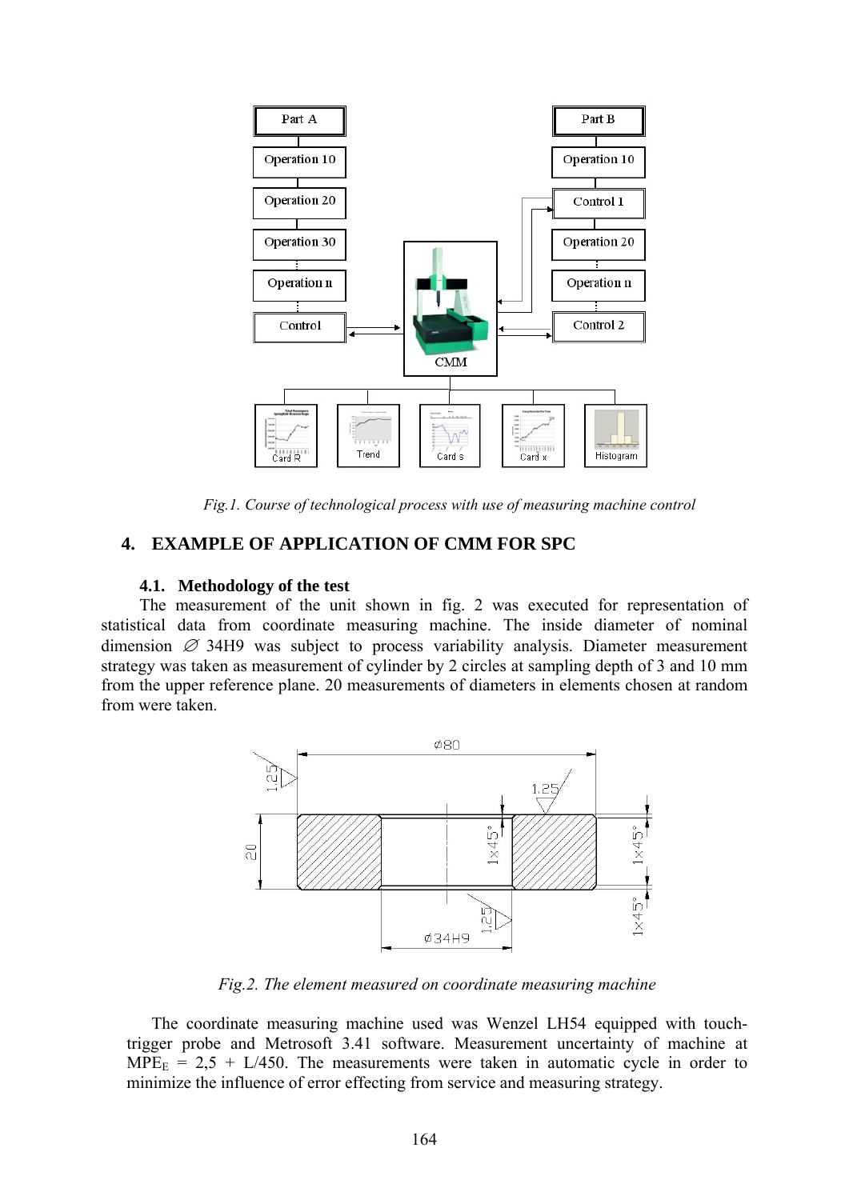Fig.1. *Course of technological process with use of measuring machine control*

## 4. EXAMPLE OF APPLICATION OF CMM FOR SPC

### 4.1. Methodology of the test

The measurement of the unit shown in fig. 2 was executed for representation of statistical data from coordinate measuring machine. The inside diameter of nominal dimension ∅ 34H9 was subject to process variability analysis. Diameter measurement strategy was taken as measurement of cylinder by 2 circles at sampling depth of 3 and 10 mm from the upper reference plane. 20 measurements of diameters in elements chosen at random from were taken.

*Fig.2. The element measured on coordinate measuring machine*

The coordinate measuring machine used was Wenzel LH54 equipped with touch-trigger probe and Metrosoft 3.41 software. Measurement uncertainty of machine at $MPE_E = 2,5 + L/450$. The measurements were taken in automatic cycle in order to minimize the influence of error effecting from service and measuring strategy.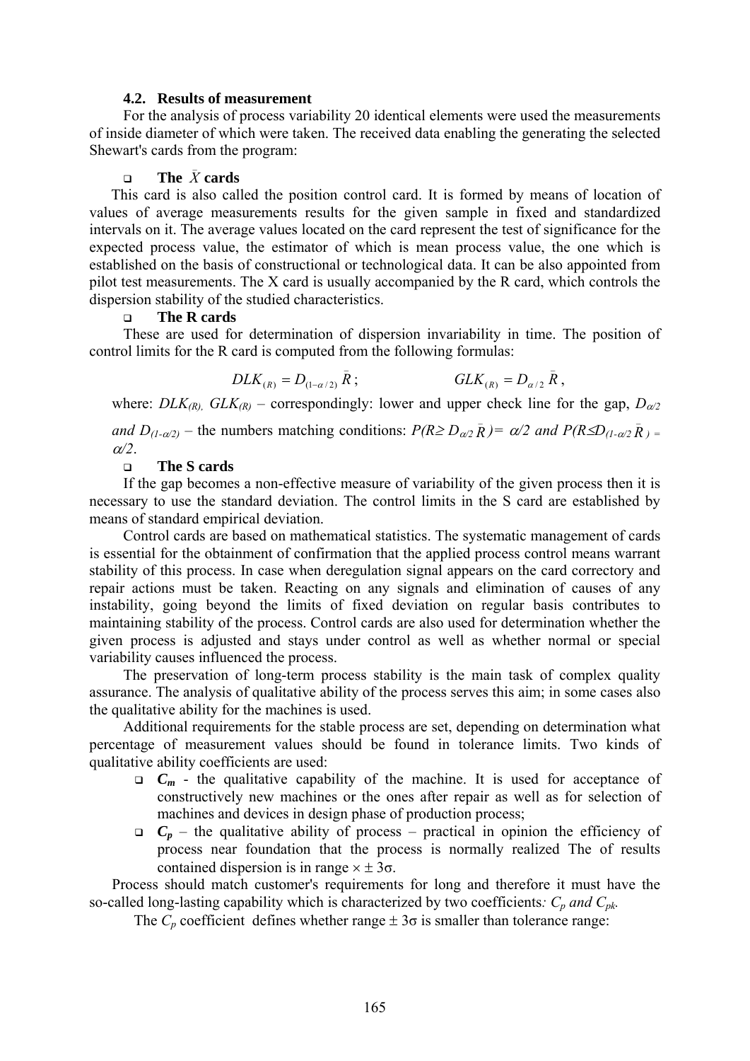### 4.2. Results of measurement

For the analysis of process variability 20 identical elements were used the measurements of inside diameter of which were taken. The received data enabling the generating the selected Shewart's cards from the program:

- **The $\bar{X}$ cards**

This card is also called the position control card. It is formed by means of location of values of average measurements results for the given sample in fixed and standardized intervals on it. The average values located on the card represent the test of significance for the expected process value, the estimator of which is mean process value, the one which is established on the basis of constructional or technological data. It can be also appointed from pilot test measurements. The X card is usually accompanied by the R card, which controls the dispersion stability of the studied characteristics.

- **The R cards**

These are used for determination of dispersion invariability in time. The position of control limits for the R card is computed from the following formulas:

$$DLK_{(R)} = D_{(1-\alpha/2)}\,\bar{R}\,; \qquad GLK_{(R)} = D_{\alpha/2}\,\bar{R}\,,$$

where: $DLK_{(R)}$, $GLK_{(R)}$ – correspondingly: lower and upper check line for the gap, $D_{\alpha/2}$ *and* $D_{(1-\alpha/2)}$ – the numbers matching conditions: $P(R \geq D_{\alpha/2}\bar{R}) = \alpha/2$ *and* $P(R \leq D_{(1-\alpha/2)}\bar{R}) = \alpha/2$.

- **The S cards**

If the gap becomes a non-effective measure of variability of the given process then it is necessary to use the standard deviation. The control limits in the S card are established by means of standard empirical deviation.

Control cards are based on mathematical statistics. The systematic management of cards is essential for the obtainment of confirmation that the applied process control means warrant stability of this process. In case when deregulation signal appears on the card correctory and repair actions must be taken. Reacting on any signals and elimination of causes of any instability, going beyond the limits of fixed deviation on regular basis contributes to maintaining stability of the process. Control cards are also used for determination whether the given process is adjusted and stays under control as well as whether normal or special variability causes influenced the process.

The preservation of long-term process stability is the main task of complex quality assurance. The analysis of qualitative ability of the process serves this aim; in some cases also the qualitative ability for the machines is used.

Additional requirements for the stable process are set, depending on determination what percentage of measurement values should be found in tolerance limits. Two kinds of qualitative ability coefficients are used:

- ***$C_m$*** - the qualitative capability of the machine. It is used for acceptance of constructively new machines or the ones after repair as well as for selection of machines and devices in design phase of production process;
- ***$C_p$*** – the qualitative ability of process – practical in opinion the efficiency of process near foundation that the process is normally realized The of results contained dispersion is in range $\times \pm 3\sigma$.

Process should match customer's requirements for long and therefore it must have the so-called long-lasting capability which is characterized by two coefficients*: $C_p$ and $C_{pk}$.*

The $C_p$ coefficient defines whether range $\pm 3\sigma$ is smaller than tolerance range: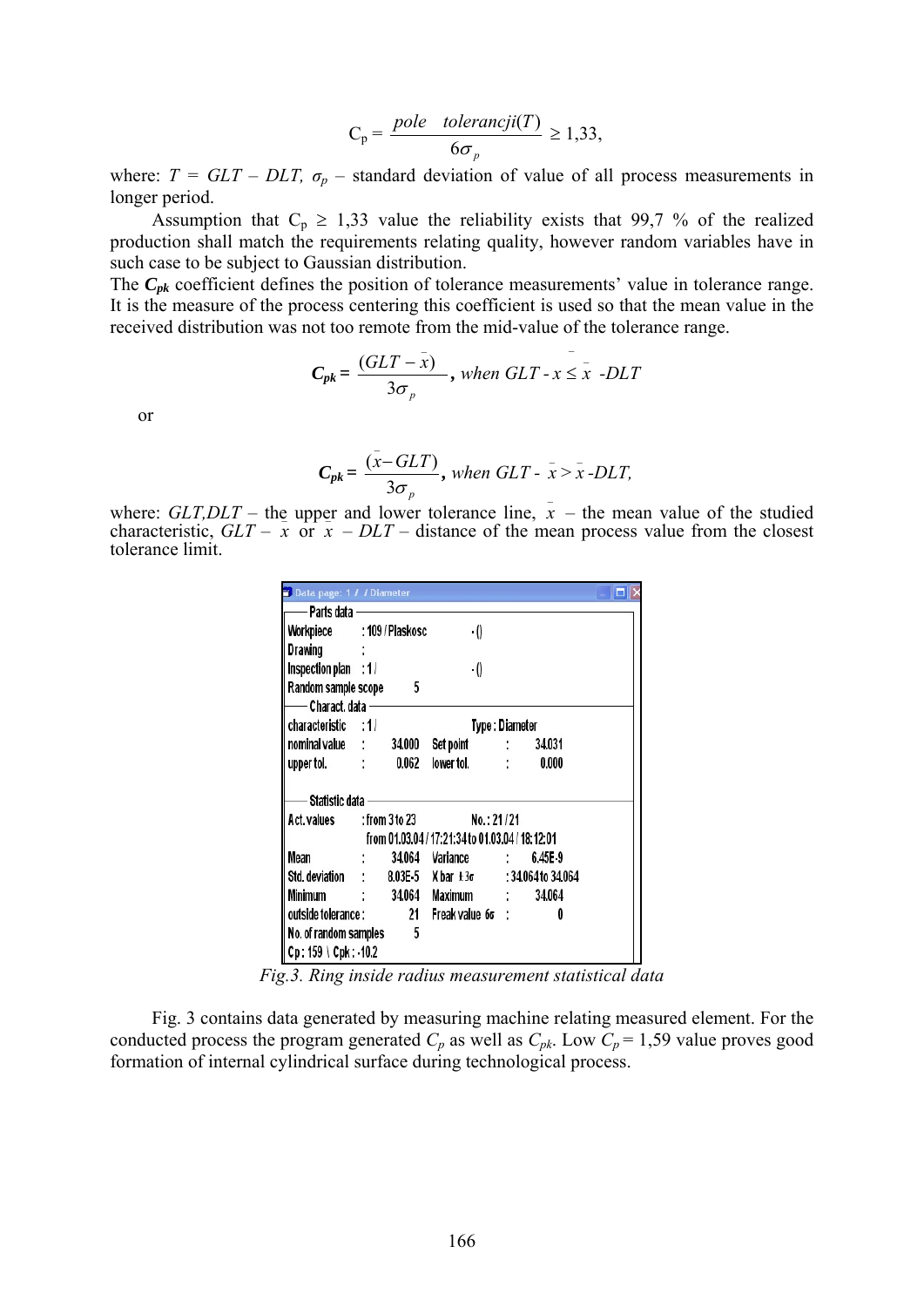$$C_p = \frac{pole \quad tolerancji(T)}{6\sigma_p} \geq 1{,}33,$$

where: $T = GLT - DLT$, $\sigma_p$ – standard deviation of value of all process measurements in longer period.

Assumption that $C_p \geq 1{,}33$ value the reliability exists that 99,7 % of the realized production shall match the requirements relating quality, however random variables have in such case to be subject to Gaussian distribution.

The $\boldsymbol{C_{pk}}$ coefficient defines the position of tolerance measurements' value in tolerance range. It is the measure of the process centering this coefficient is used so that the mean value in the received distribution was not too remote from the mid-value of the tolerance range.

$$\boldsymbol{C_{pk}} = \frac{(GLT - \bar{x})}{3\sigma_p}, \; when \; GLT - \bar{x} \leq \bar{x} - DLT$$

or

$$\boldsymbol{C_{pk}} = \frac{(\bar{x} - GLT)}{3\sigma_p}, \; when \; GLT - \bar{x} > \bar{x} - DLT,$$

where: $GLT, DLT$ – the upper and lower tolerance line, $\bar{x}$ – the mean value of the studied characteristic, $GLT - \bar{x}$ or $\bar{x} - DLT$ – distance of the mean process value from the closest tolerance limit.

```
Data page: 1 / / Diameter
—— Parts data ——
Workpiece         : 109 / Plaskosc          - ()
Drawing           :
Inspection plan   : 1 /                     - ()
Random sample scope      5
—— Charact. data ——
characteristic    : 1 /                 Type : Diameter
nominal value     :     34.000   Set point      :     34.031
upper tol.        :      0.062   lower tol.     :      0.000

—— Statistic data ——
Act. values       : from 3 to 23           No. : 21 / 21
                    from 01.03.04 / 17:21:34 to 01.03.04 / 18:12:01
Mean              :     34.064   Variance       :     6.45E-9
Std. deviation    :    8.03E-5   X bar ±3σ      : 34.064 to 34.064
Minimum           :     34.064   Maximum        :     34.064
outside tolerance :         21   Freak value 6σ :          0
No. of random samples        5
Cp : 159 \ Cpk : -10.2
```

*Fig.3. Ring inside radius measurement statistical data*

Fig. 3 contains data generated by measuring machine relating measured element. For the conducted process the program generated $C_p$ as well as $C_{pk}$. Low $C_p = 1{,}59$ value proves good formation of internal cylindrical surface during technological process.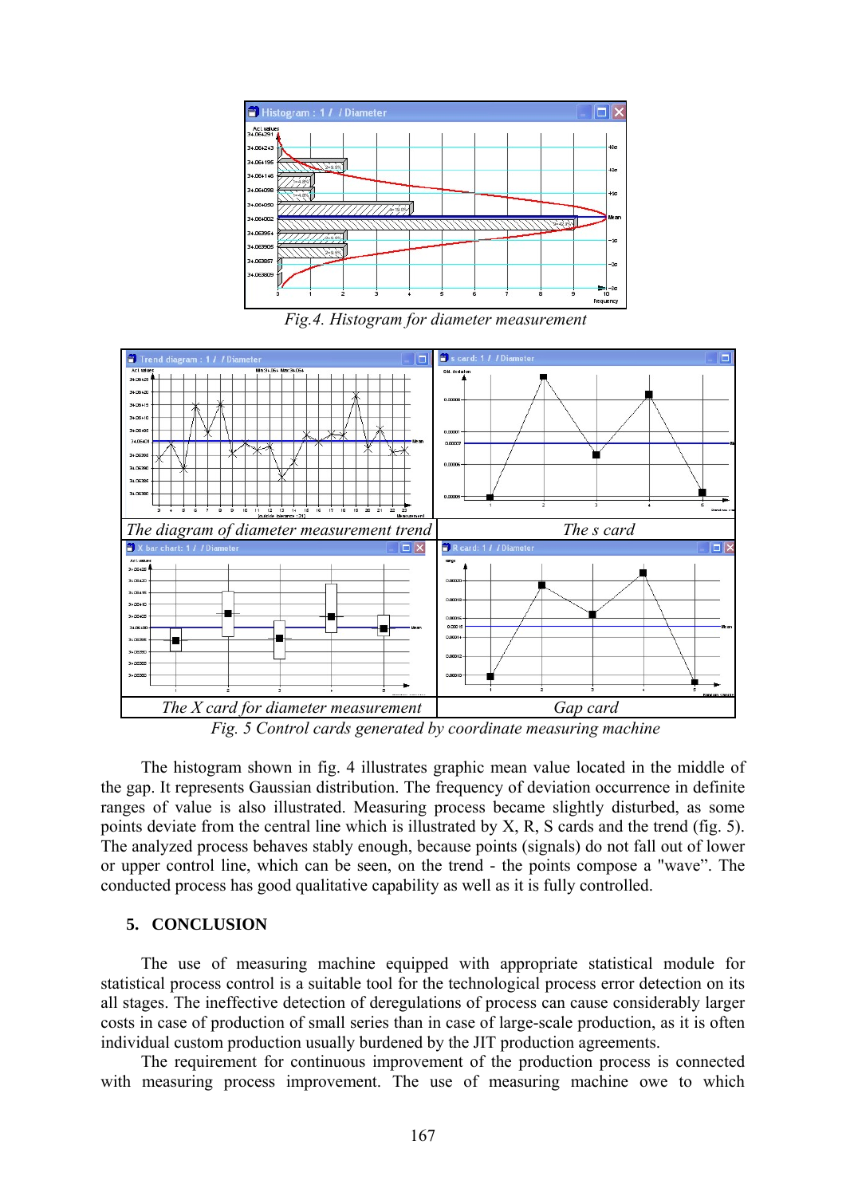*Fig.4. Histogram for diameter measurement*

| *The diagram of diameter measurement trend* | *The s card* |
| --- | --- |
| *The X card for diameter measurement* | *Gap card* |

*Fig. 5 Control cards generated by coordinate measuring machine*

The histogram shown in fig. 4 illustrates graphic mean value located in the middle of the gap. It represents Gaussian distribution. The frequency of deviation occurrence in definite ranges of value is also illustrated. Measuring process became slightly disturbed, as some points deviate from the central line which is illustrated by X, R, S cards and the trend (fig. 5). The analyzed process behaves stably enough, because points (signals) do not fall out of lower or upper control line, which can be seen, on the trend - the points compose a "wave". The conducted process has good qualitative capability as well as it is fully controlled.

## 5. CONCLUSION

The use of measuring machine equipped with appropriate statistical module for statistical process control is a suitable tool for the technological process error detection on its all stages. The ineffective detection of deregulations of process can cause considerably larger costs in case of production of small series than in case of large-scale production, as it is often individual custom production usually burdened by the JIT production agreements.

The requirement for continuous improvement of the production process is connected with measuring process improvement. The use of measuring machine owe to which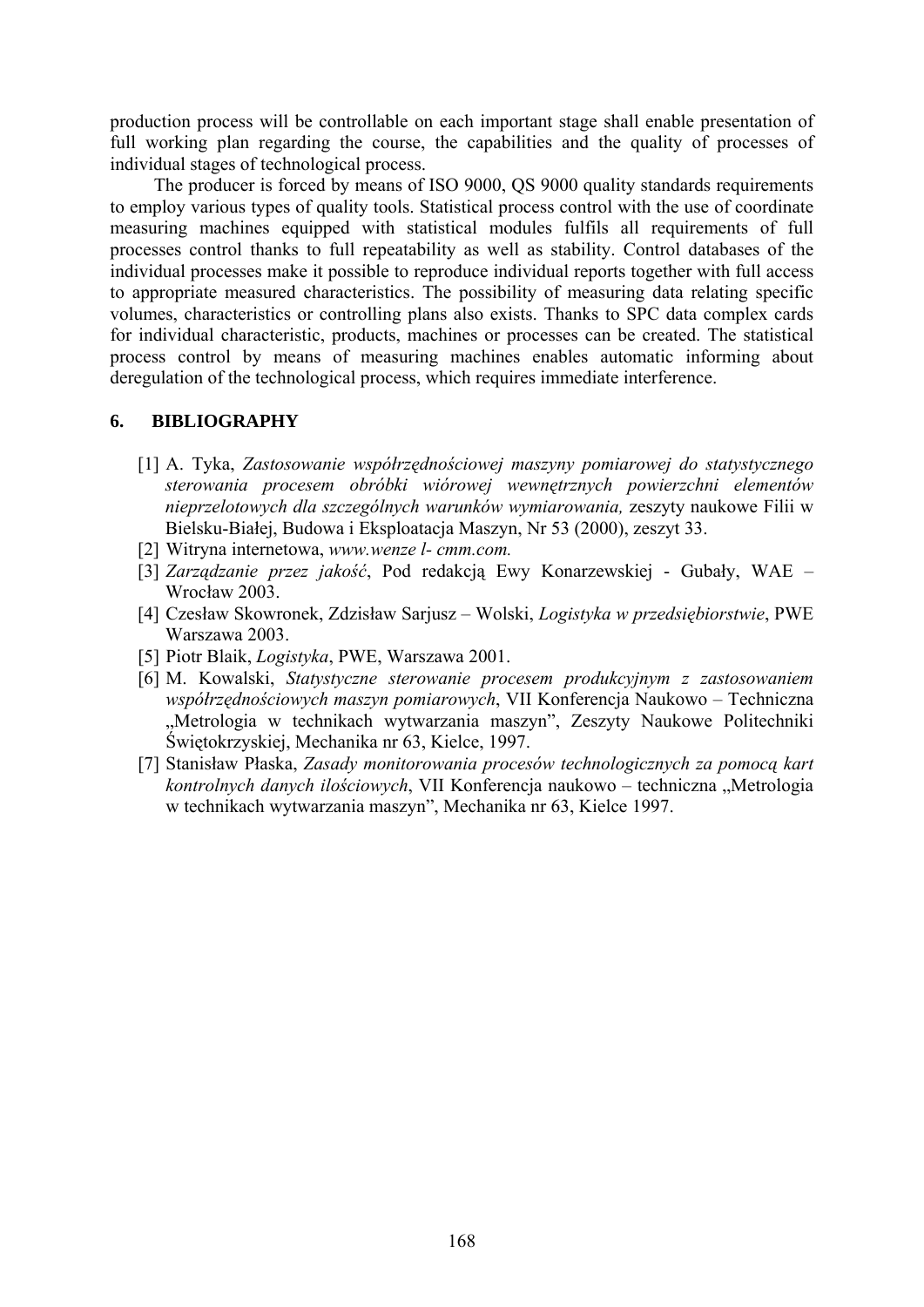production process will be controllable on each important stage shall enable presentation of full working plan regarding the course, the capabilities and the quality of processes of individual stages of technological process.

The producer is forced by means of ISO 9000, QS 9000 quality standards requirements to employ various types of quality tools. Statistical process control with the use of coordinate measuring machines equipped with statistical modules fulfils all requirements of full processes control thanks to full repeatability as well as stability. Control databases of the individual processes make it possible to reproduce individual reports together with full access to appropriate measured characteristics. The possibility of measuring data relating specific volumes, characteristics or controlling plans also exists. Thanks to SPC data complex cards for individual characteristic, products, machines or processes can be created. The statistical process control by means of measuring machines enables automatic informing about deregulation of the technological process, which requires immediate interference.

## 6. BIBLIOGRAPHY

[1] A. Tyka, *Zastosowanie współrzędnościowej maszyny pomiarowej do statystycznego sterowania procesem obróbki wiórowej wewnętrznych powierzchni elementów nieprzelotowych dla szczególnych warunków wymiarowania,* zeszyty naukowe Filii w Bielsku-Białej, Budowa i Eksploatacja Maszyn, Nr 53 (2000), zeszyt 33.

[2] Witryna internetowa, *www.wenze l- cmm.com.*

[3] *Zarządzanie przez jakość*, Pod redakcją Ewy Konarzewskiej - Gubały, WAE – Wrocław 2003.

[4] Czesław Skowronek, Zdzisław Sarjusz – Wolski, *Logistyka w przedsiębiorstwie*, PWE Warszawa 2003.

[5] Piotr Blaik, *Logistyka*, PWE, Warszawa 2001.

[6] M. Kowalski, *Statystyczne sterowanie procesem produkcyjnym z zastosowaniem współrzędnościowych maszyn pomiarowych*, VII Konferencja Naukowo – Techniczna „Metrologia w technikach wytwarzania maszyn", Zeszyty Naukowe Politechniki Świętokrzyskiej, Mechanika nr 63, Kielce, 1997.

[7] Stanisław Płaska, *Zasady monitorowania procesów technologicznych za pomocą kart kontrolnych danych ilościowych*, VII Konferencja naukowo – techniczna „Metrologia w technikach wytwarzania maszyn", Mechanika nr 63, Kielce 1997.